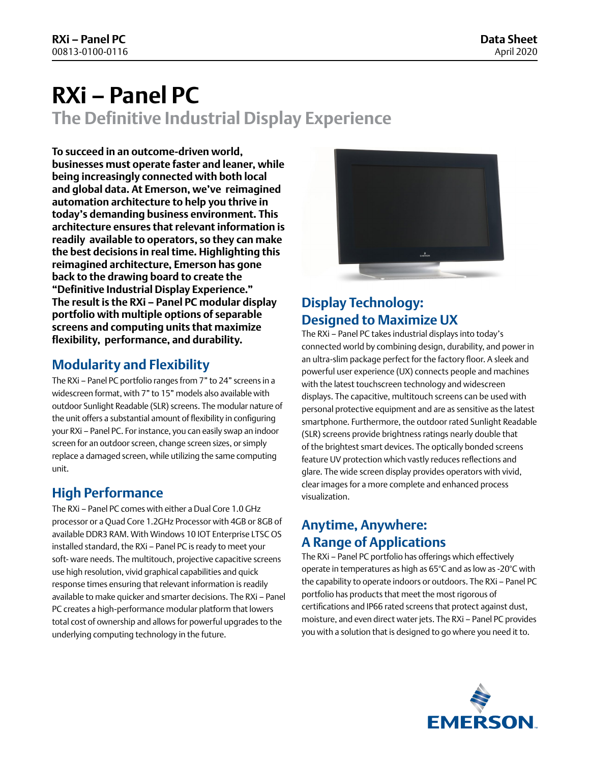# RXi – Panel PC

## The Definitive Industrial Display Experience

**To succeed in an outcome-driven world, businesses must operate faster and leaner, while being increasingly connected with both local and global data. At Emerson, we've reimagined automation architecture to help you thrive in today's demanding business environment. This architecture ensures that relevant information is readily available to operators, so they can make the best decisions in real time. Highlighting this reimagined architecture, Emerson has gone back to the drawing board to create the "Definitive Industrial Display Experience." The result is the RXi – Panel PC modular display portfolio with multiple options of separable screens and computing units that maximize flexibility, performance, and durability.**

## Modularity and Flexibility

The RXi – Panel PC portfolio ranges from 7" to 24" screens in a widescreen format, with 7" to 15" models also available with outdoor Sunlight Readable (SLR) screens. The modular nature of the unit offers a substantial amount of flexibility in configuring your RXi – Panel PC. For instance, you can easily swap an indoor screen for an outdoor screen, change screen sizes, or simply replace a damaged screen, while utilizing the same computing unit.

## High Performance

The RXi – Panel PC comes with either a Dual Core 1.0 GHz processor or a Quad Core 1.2GHz Processor with 4GB or 8GB of available DDR3 RAM. With Windows 10 IOT Enterprise LTSC OS installed standard, the RXi – Panel PC is ready to meet your soft- ware needs. The multitouch, projective capacitive screens use high resolution, vivid graphical capabilities and quick response times ensuring that relevant information is readily available to make quicker and smarter decisions. The RXi – Panel PC creates a high-performance modular platform that lowers total cost of ownership and allows for powerful upgrades to the underlying computing technology in the future.

## Display Technology: Designed to Maximize UX

The RXi – Panel PC takes industrial displays into today's connected world by combining design, durability, and power in an ultra-slim package perfect for the factory floor. A sleek and powerful user experience (UX) connects people and machines with the latest touchscreen technology and widescreen displays. The capacitive, multitouch screens can be used with personal protective equipment and are as sensitive as the latest smartphone. Furthermore, the outdoor rated Sunlight Readable (SLR) screens provide brightness ratings nearly double that of the brightest smart devices. The optically bonded screens feature UV protection which vastly reduces reflections and glare. The wide screen display provides operators with vivid, clear images for a more complete and enhanced process visualization.

## Anytime, Anywhere: A Range of Applications

The RXi – Panel PC portfolio has offerings which effectively operate in temperatures as high as 65°C and as low as -20°C with the capability to operate indoors or outdoors. The RXi – Panel PC portfolio has products that meet the most rigorous of certifications and IP66 rated screens that protect against dust, moisture, and even direct water jets. The RXi – Panel PC provides you with a solution that is designed to go where you need it to.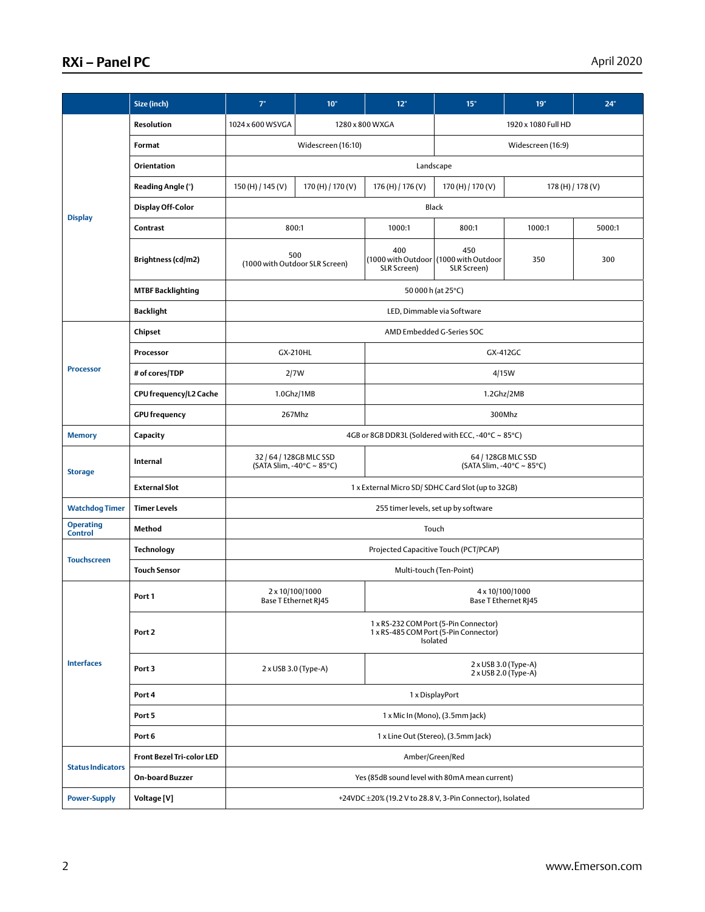| | Size (inch) | 7" | 10" | 12" | 15" | 19" | 24" |
|---|---|---|---|---|---|---|---|
| Display | Resolution | 1024 x 600 WSVGA | 1280 x 800 WXGA | | 1920 x 1080 Full HD | | |
| | Format | Widescreen (16:10) | | | Widescreen (16:9) | | |
| | Orientation | Landscape | | | | | |
| | Reading Angle (°) | 150 (H) / 145 (V) | 170 (H) / 170 (V) | 176 (H) / 176 (V) | 170 (H) / 170 (V) | 178 (H) / 178 (V) | |
| | Display Off-Color | Black | | | | | |
| | Contrast | 800:1 | | 1000:1 | 800:1 | 1000:1 | 5000:1 |
| | Brightness (cd/m2) | 500 (1000 with Outdoor SLR Screen) | | 400 (1000 with Outdoor SLR Screen) | 450 (1000 with Outdoor SLR Screen) | 350 | 300 |
| | MTBF Backlighting | 50 000 h (at 25°C) | | | | | |
| | Backlight | LED, Dimmable via Software | | | | | |
| Processor | Chipset | AMD Embedded G-Series SOC | | | | | |
| | Processor | GX-210HL | | GX-412GC | | | |
| | # of cores/TDP | 2/7W | | 4/15W | | | |
| | CPU frequency/L2 Cache | 1.0Ghz/1MB | | 1.2Ghz/2MB | | | |
| | GPU frequency | 267Mhz | | 300Mhz | | | |
| Memory | Capacity | 4GB or 8GB DDR3L (Soldered with ECC, -40°C ~ 85°C) | | | | | |
| Storage | Internal | 32 / 64 / 128GB MLC SSD (SATA Slim, -40°C ~ 85°C) | | 64 / 128GB MLC SSD (SATA Slim, -40°C ~ 85°C) | | | |
| | External Slot | 1 x External Micro SD/ SDHC Card Slot (up to 32GB) | | | | | |
| Watchdog Timer | Timer Levels | 255 timer levels, set up by software | | | | | |
| Operating Control | Method | Touch | | | | | |
| Touchscreen | Technology | Projected Capacitive Touch (PCT/PCAP) | | | | | |
| | Touch Sensor | Multi-touch (Ten-Point) | | | | | |
| Interfaces | Port 1 | 2 x 10/100/1000 Base T Ethernet RJ45 | | 4 x 10/100/1000 Base T Ethernet RJ45 | | | |
| | Port 2 | 1 x RS-232 COM Port (5-Pin Connector) 1 x RS-485 COM Port (5-Pin Connector) Isolated | | | | | |
| | Port 3 | 2 x USB 3.0 (Type-A) | | 2 x USB 3.0 (Type-A) 2 x USB 2.0 (Type-A) | | | |
| | Port 4 | 1 x DisplayPort | | | | | |
| | Port 5 | 1 x Mic In (Mono), (3.5mm Jack) | | | | | |
| | Port 6 | 1 x Line Out (Stereo), (3.5mm Jack) | | | | | |
| Status Indicators | Front Bezel Tri-color LED | Amber/Green/Red | | | | | |
| | On-board Buzzer | Yes (85dB sound level with 80mA mean current) | | | | | |
| Power-Supply | Voltage [V] | +24VDC ±20% (19.2 V to 28.8 V, 3-Pin Connector), Isolated | | | | | |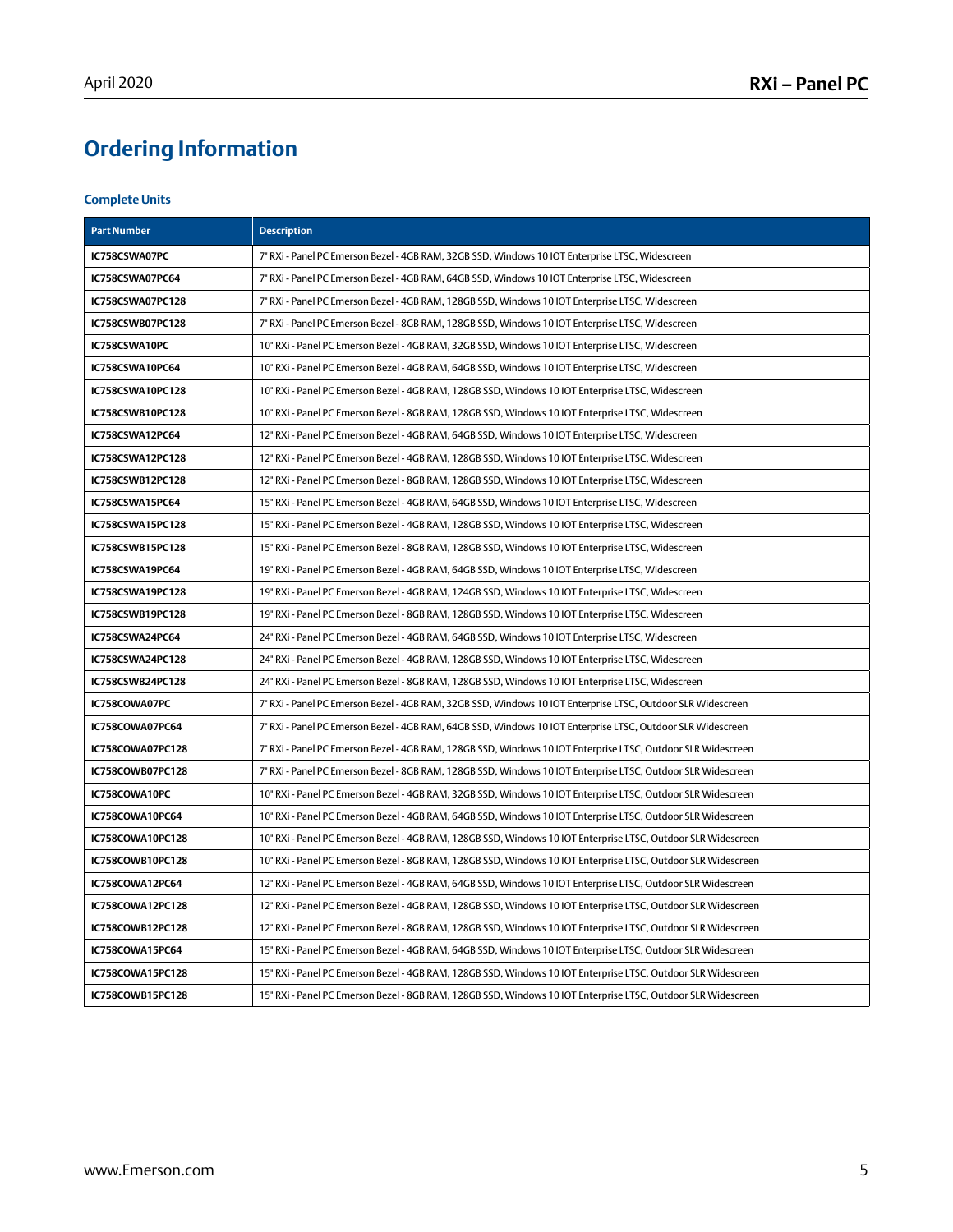# Ordering Information

### Complete Units

| Part Number | Description |
|---|---|
| IC758CSWA07PC | 7" RXi - Panel PC Emerson Bezel - 4GB RAM, 32GB SSD, Windows 10 IOT Enterprise LTSC, Widescreen |
| IC758CSWA07PC64 | 7" RXi - Panel PC Emerson Bezel - 4GB RAM, 64GB SSD, Windows 10 IOT Enterprise LTSC, Widescreen |
| IC758CSWA07PC128 | 7" RXi - Panel PC Emerson Bezel - 4GB RAM, 128GB SSD, Windows 10 IOT Enterprise LTSC, Widescreen |
| IC758CSWB07PC128 | 7" RXi - Panel PC Emerson Bezel - 8GB RAM, 128GB SSD, Windows 10 IOT Enterprise LTSC, Widescreen |
| IC758CSWA10PC | 10" RXi - Panel PC Emerson Bezel - 4GB RAM, 32GB SSD, Windows 10 IOT Enterprise LTSC, Widescreen |
| IC758CSWA10PC64 | 10" RXi - Panel PC Emerson Bezel - 4GB RAM, 64GB SSD, Windows 10 IOT Enterprise LTSC, Widescreen |
| IC758CSWA10PC128 | 10" RXi - Panel PC Emerson Bezel - 4GB RAM, 128GB SSD, Windows 10 IOT Enterprise LTSC, Widescreen |
| IC758CSWB10PC128 | 10" RXi - Panel PC Emerson Bezel - 8GB RAM, 128GB SSD, Windows 10 IOT Enterprise LTSC, Widescreen |
| IC758CSWA12PC64 | 12" RXi - Panel PC Emerson Bezel - 4GB RAM, 64GB SSD, Windows 10 IOT Enterprise LTSC, Widescreen |
| IC758CSWA12PC128 | 12" RXi - Panel PC Emerson Bezel - 4GB RAM, 128GB SSD, Windows 10 IOT Enterprise LTSC, Widescreen |
| IC758CSWB12PC128 | 12" RXi - Panel PC Emerson Bezel - 8GB RAM, 128GB SSD, Windows 10 IOT Enterprise LTSC, Widescreen |
| IC758CSWA15PC64 | 15" RXi - Panel PC Emerson Bezel - 4GB RAM, 64GB SSD, Windows 10 IOT Enterprise LTSC, Widescreen |
| IC758CSWA15PC128 | 15" RXi - Panel PC Emerson Bezel - 4GB RAM, 128GB SSD, Windows 10 IOT Enterprise LTSC, Widescreen |
| IC758CSWB15PC128 | 15" RXi - Panel PC Emerson Bezel - 8GB RAM, 128GB SSD, Windows 10 IOT Enterprise LTSC, Widescreen |
| IC758CSWA19PC64 | 19" RXi - Panel PC Emerson Bezel - 4GB RAM, 64GB SSD, Windows 10 IOT Enterprise LTSC, Widescreen |
| IC758CSWA19PC128 | 19" RXi - Panel PC Emerson Bezel - 4GB RAM, 124GB SSD, Windows 10 IOT Enterprise LTSC, Widescreen |
| IC758CSWB19PC128 | 19" RXi - Panel PC Emerson Bezel - 8GB RAM, 128GB SSD, Windows 10 IOT Enterprise LTSC, Widescreen |
| IC758CSWA24PC64 | 24" RXi - Panel PC Emerson Bezel - 4GB RAM, 64GB SSD, Windows 10 IOT Enterprise LTSC, Widescreen |
| IC758CSWA24PC128 | 24" RXi - Panel PC Emerson Bezel - 4GB RAM, 128GB SSD, Windows 10 IOT Enterprise LTSC, Widescreen |
| IC758CSWB24PC128 | 24" RXi - Panel PC Emerson Bezel - 8GB RAM, 128GB SSD, Windows 10 IOT Enterprise LTSC, Widescreen |
| IC758COWA07PC | 7" RXi - Panel PC Emerson Bezel - 4GB RAM, 32GB SSD, Windows 10 IOT Enterprise LTSC, Outdoor SLR Widescreen |
| IC758COWA07PC64 | 7" RXi - Panel PC Emerson Bezel - 4GB RAM, 64GB SSD, Windows 10 IOT Enterprise LTSC, Outdoor SLR Widescreen |
| IC758COWA07PC128 | 7" RXi - Panel PC Emerson Bezel - 4GB RAM, 128GB SSD, Windows 10 IOT Enterprise LTSC, Outdoor SLR Widescreen |
| IC758COWB07PC128 | 7" RXi - Panel PC Emerson Bezel - 8GB RAM, 128GB SSD, Windows 10 IOT Enterprise LTSC, Outdoor SLR Widescreen |
| IC758COWA10PC | 10" RXi - Panel PC Emerson Bezel - 4GB RAM, 32GB SSD, Windows 10 IOT Enterprise LTSC, Outdoor SLR Widescreen |
| IC758COWA10PC64 | 10" RXi - Panel PC Emerson Bezel - 4GB RAM, 64GB SSD, Windows 10 IOT Enterprise LTSC, Outdoor SLR Widescreen |
| IC758COWA10PC128 | 10" RXi - Panel PC Emerson Bezel - 4GB RAM, 128GB SSD, Windows 10 IOT Enterprise LTSC, Outdoor SLR Widescreen |
| IC758COWB10PC128 | 10" RXi - Panel PC Emerson Bezel - 8GB RAM, 128GB SSD, Windows 10 IOT Enterprise LTSC, Outdoor SLR Widescreen |
| IC758COWA12PC64 | 12" RXi - Panel PC Emerson Bezel - 4GB RAM, 64GB SSD, Windows 10 IOT Enterprise LTSC, Outdoor SLR Widescreen |
| IC758COWA12PC128 | 12" RXi - Panel PC Emerson Bezel - 4GB RAM, 128GB SSD, Windows 10 IOT Enterprise LTSC, Outdoor SLR Widescreen |
| IC758COWB12PC128 | 12" RXi - Panel PC Emerson Bezel - 8GB RAM, 128GB SSD, Windows 10 IOT Enterprise LTSC, Outdoor SLR Widescreen |
| IC758COWA15PC64 | 15" RXi - Panel PC Emerson Bezel - 4GB RAM, 64GB SSD, Windows 10 IOT Enterprise LTSC, Outdoor SLR Widescreen |
| IC758COWA15PC128 | 15" RXi - Panel PC Emerson Bezel - 4GB RAM, 128GB SSD, Windows 10 IOT Enterprise LTSC, Outdoor SLR Widescreen |
| IC758COWB15PC128 | 15" RXi - Panel PC Emerson Bezel - 8GB RAM, 128GB SSD, Windows 10 IOT Enterprise LTSC, Outdoor SLR Widescreen |